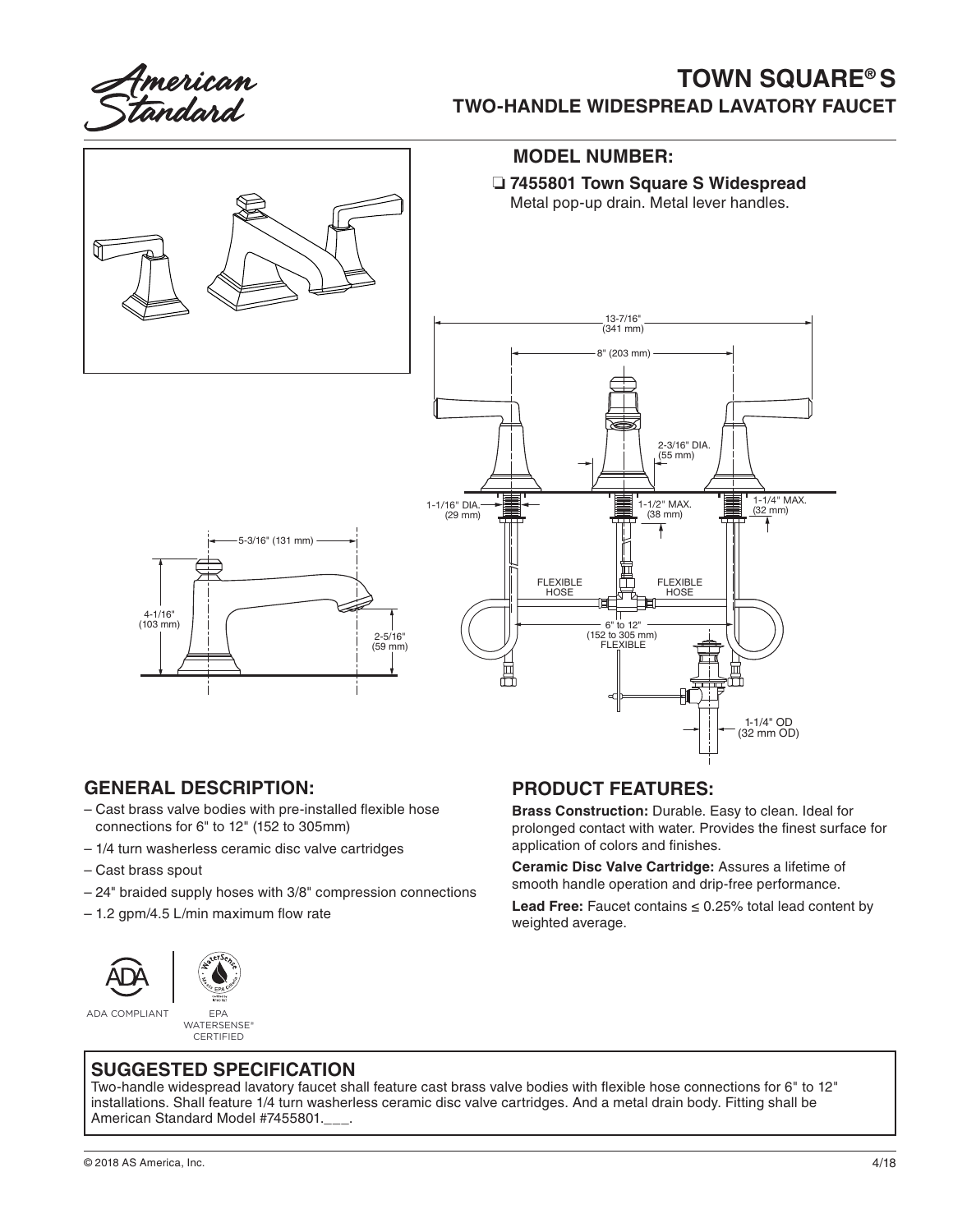American Standard

# TOWN SQUARE® S
## TWO-HANDLE WIDESPREAD LAVATORY FAUCET

### MODEL NUMBER:

❏ **7455801 Town Square S Widespread**
Metal pop-up drain. Metal lever handles.

13-7/16" (341 mm)

8" (203 mm)

2-3/16" DIA. (55 mm)

1-1/16" DIA. (29 mm)

1-1/2" MAX. (38 mm)

1-1/4" MAX. (32 mm)

5-3/16" (131 mm)

4-1/16" (103 mm)

2-5/16" (59 mm)

FLEXIBLE HOSE

FLEXIBLE HOSE

6" to 12" (152 to 305 mm) FLEXIBLE

1-1/4" OD (32 mm OD)

## GENERAL DESCRIPTION:

- Cast brass valve bodies with pre-installed flexible hose connections for 6" to 12" (152 to 305mm)
- 1/4 turn washerless ceramic disc valve cartridges
- Cast brass spout
- 24" braided supply hoses with 3/8" compression connections
- 1.2 gpm/4.5 L/min maximum flow rate

ADA COMPLIANT

EPA WATERSENSE® CERTIFIED

## PRODUCT FEATURES:

**Brass Construction:** Durable. Easy to clean. Ideal for prolonged contact with water. Provides the finest surface for application of colors and finishes.

**Ceramic Disc Valve Cartridge:** Assures a lifetime of smooth handle operation and drip-free performance.

**Lead Free:** Faucet contains ≤ 0.25% total lead content by weighted average.

## SUGGESTED SPECIFICATION

Two-handle widespread lavatory faucet shall feature cast brass valve bodies with flexible hose connections for 6" to 12" installations. Shall feature 1/4 turn washerless ceramic disc valve cartridges. And a metal drain body. Fitting shall be American Standard Model #7455801.___.

© 2018 AS America, Inc. 4/18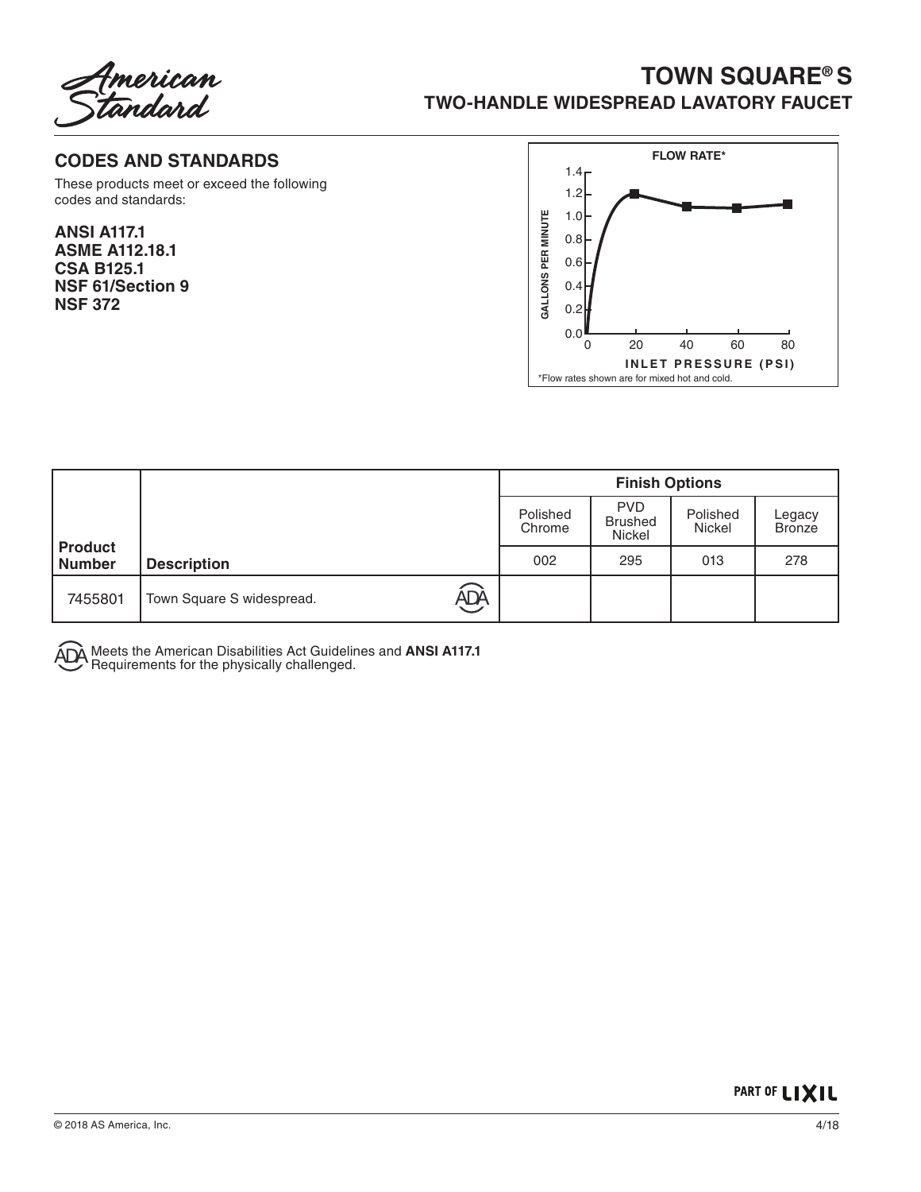# TOWN SQUARE® S

## TWO-HANDLE WIDESPREAD LAVATORY FAUCET

## CODES AND STANDARDS

These products meet or exceed the following codes and standards:

**ANSI A117.1**
**ASME A112.18.1**
**CSA B125.1**
**NSF 61/Section 9**
**NSF 372**

FLOW RATE*

GALLONS PER MINUTE

1.4
1.2
1.0
0.8
0.6
0.4
0.2
0.0

0 20 40 60 80

INLET PRESSURE (PSI)

*Flow rates shown are for mixed hot and cold.

| | | Finish Options | | | |
|---|---|---|---|---|---|
| | | Polished Chrome | PVD Brushed Nickel | Polished Nickel | Legacy Bronze |
| **Product Number** | **Description** | 002 | 295 | 013 | 278 |
| 7455801 | Town Square S widespread. ADA | | | | |

ADA Meets the American Disabilities Act Guidelines and **ANSI A117.1** Requirements for the physically challenged.

© 2018 AS America, Inc. 4/18